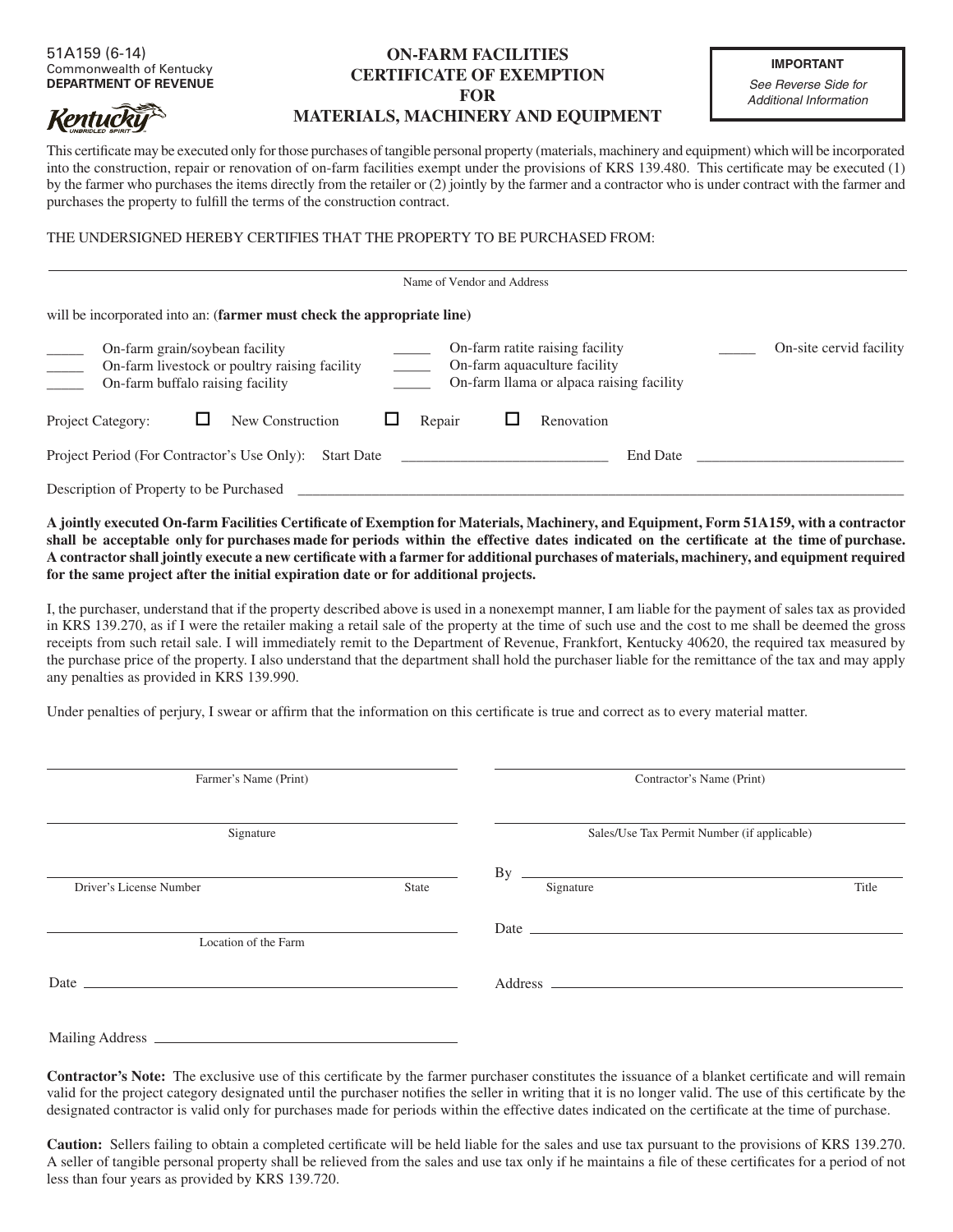51A159 (6-14)
Commonwealth of Kentucky
**DEPARTMENT OF REVENUE**

# ON-FARM FACILITIES CERTIFICATE OF EXEMPTION FOR MATERIALS, MACHINERY AND EQUIPMENT

> **IMPORTANT**
> *See Reverse Side for Additional Information*

This certificate may be executed only for those purchases of tangible personal property (materials, machinery and equipment) which will be incorporated into the construction, repair or renovation of on-farm facilities exempt under the provisions of KRS 139.480. This certificate may be executed (1) by the farmer who purchases the items directly from the retailer or (2) jointly by the farmer and a contractor who is under contract with the farmer and purchases the property to fulfill the terms of the construction contract.

THE UNDERSIGNED HEREBY CERTIFIES THAT THE PROPERTY TO BE PURCHASED FROM:

_______________________________________________
Name of Vendor and Address

will be incorporated into an: (**farmer must check the appropriate line**)

_____ On-farm grain/soybean facility
_____ On-farm livestock or poultry raising facility
_____ On-farm buffalo raising facility
_____ On-farm ratite raising facility
_____ On-farm aquaculture facility
_____ On-farm llama or alpaca raising facility
_____ On-site cervid facility

Project Category: ☐ New Construction ☐ Repair ☐ Renovation

Project Period (For Contractor's Use Only): Start Date ____________________ End Date ____________________

Description of Property to be Purchased ____________________________________________

**A jointly executed On-farm Facilities Certificate of Exemption for Materials, Machinery, and Equipment, Form 51A159, with a contractor shall be acceptable only for purchases made for periods within the effective dates indicated on the certificate at the time of purchase. A contractor shall jointly execute a new certificate with a farmer for additional purchases of materials, machinery, and equipment required for the same project after the initial expiration date or for additional projects.**

I, the purchaser, understand that if the property described above is used in a nonexempt manner, I am liable for the payment of sales tax as provided in KRS 139.270, as if I were the retailer making a retail sale of the property at the time of such use and the cost to me shall be deemed the gross receipts from such retail sale. I will immediately remit to the Department of Revenue, Frankfort, Kentucky 40620, the required tax measured by the purchase price of the property. I also understand that the department shall hold the purchaser liable for the remittance of the tax and may apply any penalties as provided in KRS 139.990.

Under penalties of perjury, I swear or affirm that the information on this certificate is true and correct as to every material matter.

_______________________________
Farmer's Name (Print)

_______________________________
Signature

_______________________________
Driver's License Number State

_______________________________
Location of the Farm

Date _______________________________

Mailing Address _______________________________

_______________________________
Contractor's Name (Print)

_______________________________
Sales/Use Tax Permit Number (if applicable)

By _______________________________
Signature Title

Date _______________________________

Address _______________________________

**Contractor's Note:** The exclusive use of this certificate by the farmer purchaser constitutes the issuance of a blanket certificate and will remain valid for the project category designated until the purchaser notifies the seller in writing that it is no longer valid. The use of this certificate by the designated contractor is valid only for purchases made for periods within the effective dates indicated on the certificate at the time of purchase.

**Caution:** Sellers failing to obtain a completed certificate will be held liable for the sales and use tax pursuant to the provisions of KRS 139.270. A seller of tangible personal property shall be relieved from the sales and use tax only if he maintains a file of these certificates for a period of not less than four years as provided by KRS 139.720.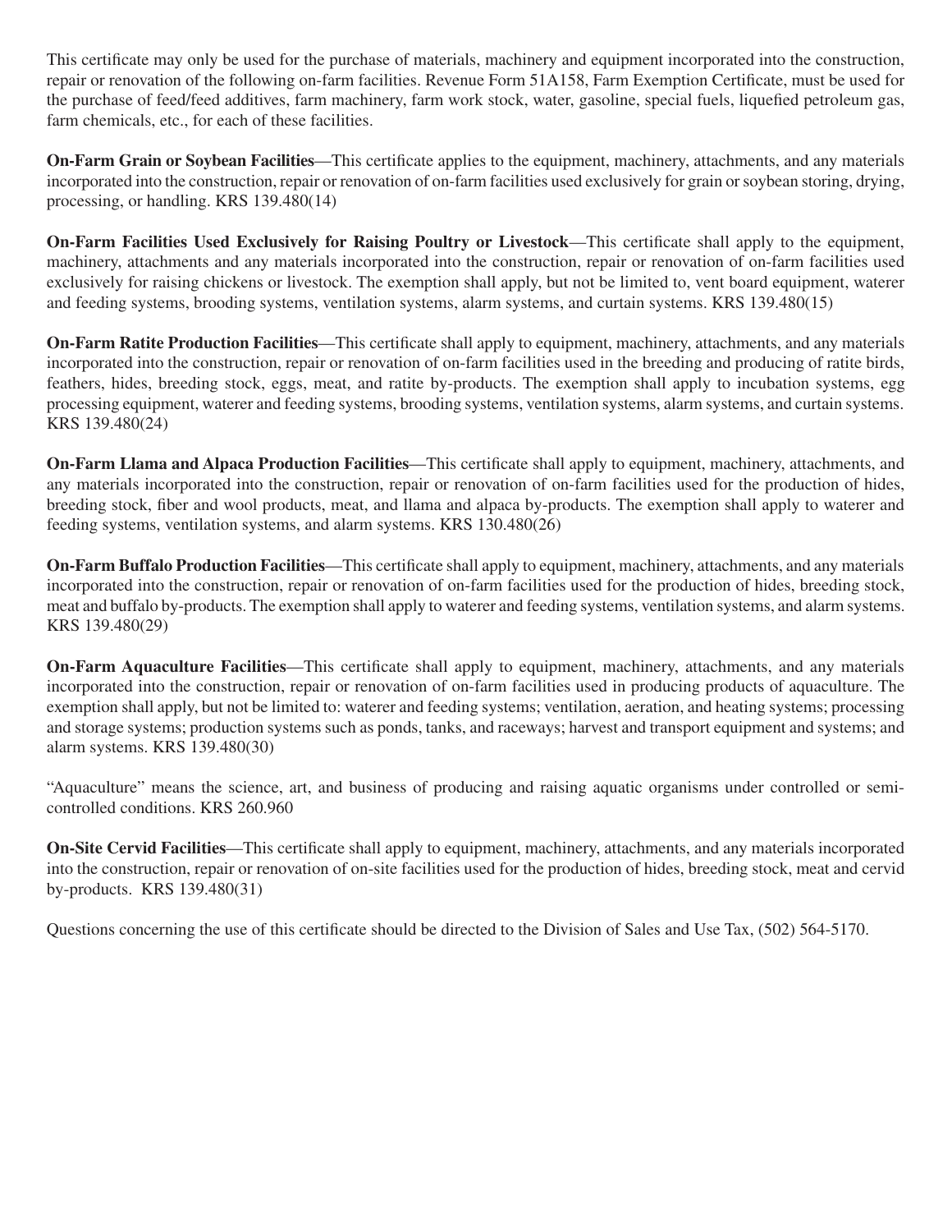This certificate may only be used for the purchase of materials, machinery and equipment incorporated into the construction, repair or renovation of the following on-farm facilities. Revenue Form 51A158, Farm Exemption Certificate, must be used for the purchase of feed/feed additives, farm machinery, farm work stock, water, gasoline, special fuels, liquefied petroleum gas, farm chemicals, etc., for each of these facilities.

**On-Farm Grain or Soybean Facilities**—This certificate applies to the equipment, machinery, attachments, and any materials incorporated into the construction, repair or renovation of on-farm facilities used exclusively for grain or soybean storing, drying, processing, or handling. KRS 139.480(14)

**On-Farm Facilities Used Exclusively for Raising Poultry or Livestock**—This certificate shall apply to the equipment, machinery, attachments and any materials incorporated into the construction, repair or renovation of on-farm facilities used exclusively for raising chickens or livestock. The exemption shall apply, but not be limited to, vent board equipment, waterer and feeding systems, brooding systems, ventilation systems, alarm systems, and curtain systems. KRS 139.480(15)

**On-Farm Ratite Production Facilities**—This certificate shall apply to equipment, machinery, attachments, and any materials incorporated into the construction, repair or renovation of on-farm facilities used in the breeding and producing of ratite birds, feathers, hides, breeding stock, eggs, meat, and ratite by-products. The exemption shall apply to incubation systems, egg processing equipment, waterer and feeding systems, brooding systems, ventilation systems, alarm systems, and curtain systems. KRS 139.480(24)

**On-Farm Llama and Alpaca Production Facilities**—This certificate shall apply to equipment, machinery, attachments, and any materials incorporated into the construction, repair or renovation of on-farm facilities used for the production of hides, breeding stock, fiber and wool products, meat, and llama and alpaca by-products. The exemption shall apply to waterer and feeding systems, ventilation systems, and alarm systems. KRS 130.480(26)

**On-Farm Buffalo Production Facilities**—This certificate shall apply to equipment, machinery, attachments, and any materials incorporated into the construction, repair or renovation of on-farm facilities used for the production of hides, breeding stock, meat and buffalo by-products. The exemption shall apply to waterer and feeding systems, ventilation systems, and alarm systems. KRS 139.480(29)

**On-Farm Aquaculture Facilities**—This certificate shall apply to equipment, machinery, attachments, and any materials incorporated into the construction, repair or renovation of on-farm facilities used in producing products of aquaculture. The exemption shall apply, but not be limited to: waterer and feeding systems; ventilation, aeration, and heating systems; processing and storage systems; production systems such as ponds, tanks, and raceways; harvest and transport equipment and systems; and alarm systems. KRS 139.480(30)

"Aquaculture" means the science, art, and business of producing and raising aquatic organisms under controlled or semi-controlled conditions. KRS 260.960

**On-Site Cervid Facilities**—This certificate shall apply to equipment, machinery, attachments, and any materials incorporated into the construction, repair or renovation of on-site facilities used for the production of hides, breeding stock, meat and cervid by-products. KRS 139.480(31)

Questions concerning the use of this certificate should be directed to the Division of Sales and Use Tax, (502) 564-5170.